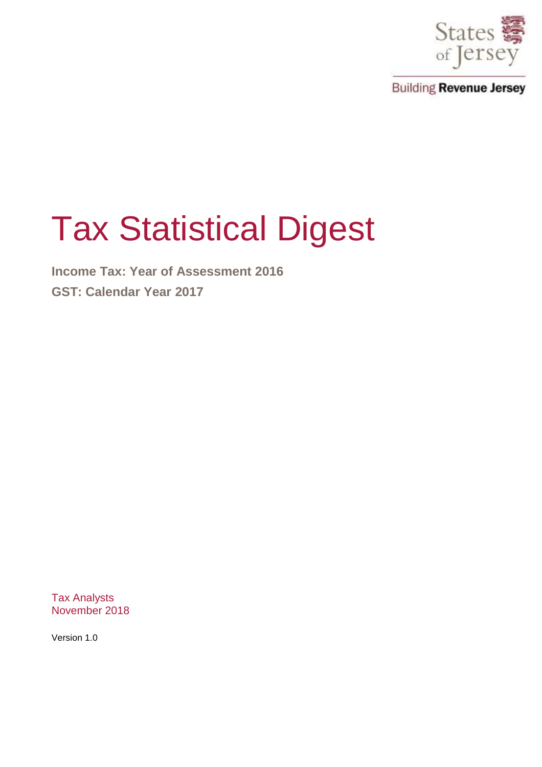States of Jersey

Building Revenue Jersey

# Tax Statistical Digest

**Income Tax: Year of Assessment 2016**

**GST: Calendar Year 2017**

Tax Analysts
November 2018

Version 1.0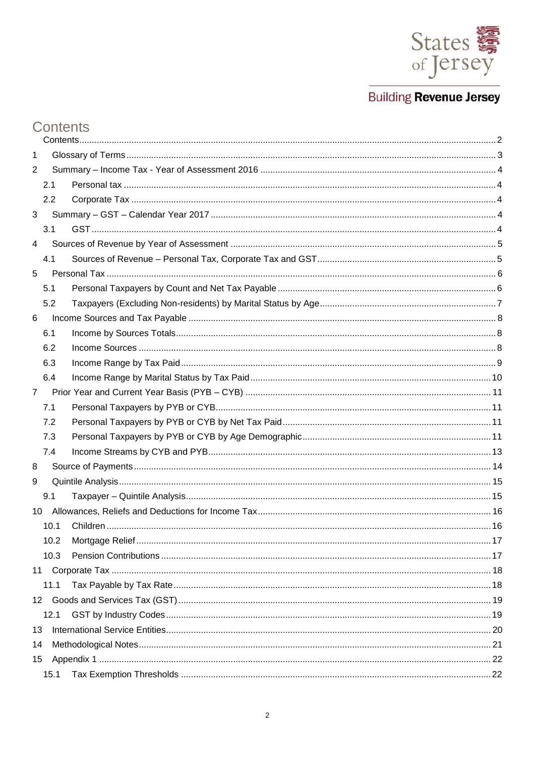# Contents

Contents ........ 2

1 Glossary of Terms ........ 3

2 Summary – Income Tax - Year of Assessment 2016 ........ 4

- 2.1 Personal tax ........ 4
- 2.2 Corporate Tax ........ 4

3 Summary – GST – Calendar Year 2017 ........ 4

- 3.1 GST ........ 4

4 Sources of Revenue by Year of Assessment ........ 5

- 4.1 Sources of Revenue – Personal Tax, Corporate Tax and GST ........ 5

5 Personal Tax ........ 6

- 5.1 Personal Taxpayers by Count and Net Tax Payable ........ 6
- 5.2 Taxpayers (Excluding Non-residents) by Marital Status by Age ........ 7

6 Income Sources and Tax Payable ........ 8

- 6.1 Income by Sources Totals ........ 8
- 6.2 Income Sources ........ 8
- 6.3 Income Range by Tax Paid ........ 9
- 6.4 Income Range by Marital Status by Tax Paid ........ 10

7 Prior Year and Current Year Basis (PYB – CYB) ........ 11

- 7.1 Personal Taxpayers by PYB or CYB ........ 11
- 7.2 Personal Taxpayers by PYB or CYB by Net Tax Paid ........ 11
- 7.3 Personal Taxpayers by PYB or CYB by Age Demographic ........ 11
- 7.4 Income Streams by CYB and PYB ........ 13

8 Source of Payments ........ 14

9 Quintile Analysis ........ 15

- 9.1 Taxpayer – Quintile Analysis ........ 15

10 Allowances, Reliefs and Deductions for Income Tax ........ 16

- 10.1 Children ........ 16
- 10.2 Mortgage Relief ........ 17
- 10.3 Pension Contributions ........ 17

11 Corporate Tax ........ 18

- 11.1 Tax Payable by Tax Rate ........ 18

12 Goods and Services Tax (GST) ........ 19

- 12.1 GST by Industry Codes ........ 19

13 International Service Entities ........ 20

14 Methodological Notes ........ 21

15 Appendix 1 ........ 22

- 15.1 Tax Exemption Thresholds ........ 22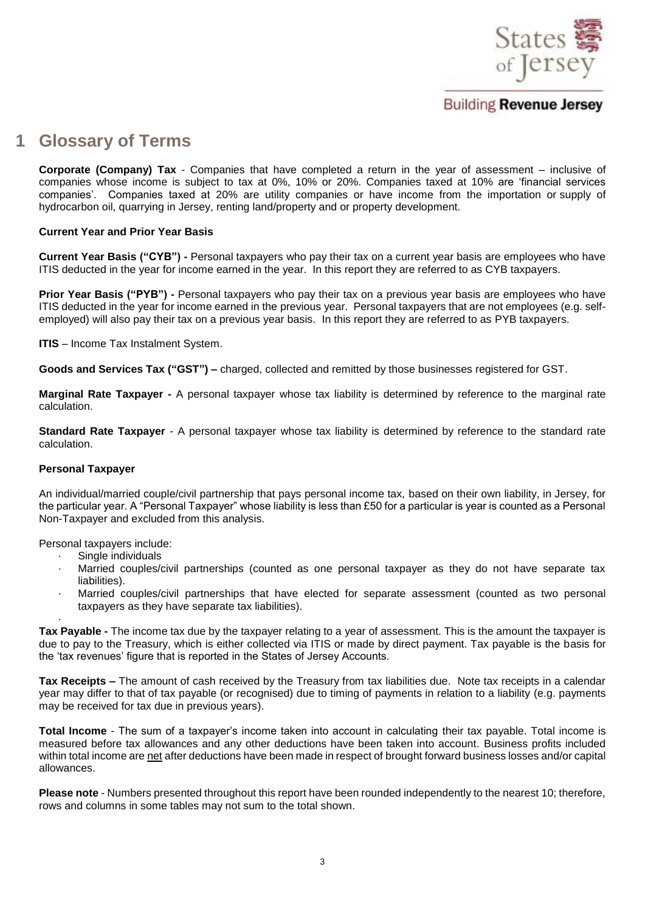# 1 Glossary of Terms

**Corporate (Company) Tax** - Companies that have completed a return in the year of assessment – inclusive of companies whose income is subject to tax at 0%, 10% or 20%. Companies taxed at 10% are 'financial services companies'. Companies taxed at 20% are utility companies or have income from the importation or supply of hydrocarbon oil, quarrying in Jersey, renting land/property and or property development.

**Current Year and Prior Year Basis**

**Current Year Basis ("CYB") -** Personal taxpayers who pay their tax on a current year basis are employees who have ITIS deducted in the year for income earned in the year. In this report they are referred to as CYB taxpayers.

**Prior Year Basis ("PYB") -** Personal taxpayers who pay their tax on a previous year basis are employees who have ITIS deducted in the year for income earned in the previous year. Personal taxpayers that are not employees (e.g. self-employed) will also pay their tax on a previous year basis. In this report they are referred to as PYB taxpayers.

**ITIS** – Income Tax Instalment System.

**Goods and Services Tax ("GST") –** charged, collected and remitted by those businesses registered for GST.

**Marginal Rate Taxpayer -** A personal taxpayer whose tax liability is determined by reference to the marginal rate calculation.

**Standard Rate Taxpayer** - A personal taxpayer whose tax liability is determined by reference to the standard rate calculation.

**Personal Taxpayer**

An individual/married couple/civil partnership that pays personal income tax, based on their own liability, in Jersey, for the particular year. A "Personal Taxpayer" whose liability is less than £50 for a particular is year is counted as a Personal Non-Taxpayer and excluded from this analysis.

Personal taxpayers include:

- Single individuals
- Married couples/civil partnerships (counted as one personal taxpayer as they do not have separate tax liabilities).
- Married couples/civil partnerships that have elected for separate assessment (counted as two personal taxpayers as they have separate tax liabilities).

**Tax Payable -** The income tax due by the taxpayer relating to a year of assessment. This is the amount the taxpayer is due to pay to the Treasury, which is either collected via ITIS or made by direct payment. Tax payable is the basis for the 'tax revenues' figure that is reported in the States of Jersey Accounts.

**Tax Receipts –** The amount of cash received by the Treasury from tax liabilities due. Note tax receipts in a calendar year may differ to that of tax payable (or recognised) due to timing of payments in relation to a liability (e.g. payments may be received for tax due in previous years).

**Total Income** - The sum of a taxpayer's income taken into account in calculating their tax payable. Total income is measured before tax allowances and any other deductions have been taken into account. Business profits included within total income are net after deductions have been made in respect of brought forward business losses and/or capital allowances.

**Please note** - Numbers presented throughout this report have been rounded independently to the nearest 10; therefore, rows and columns in some tables may not sum to the total shown.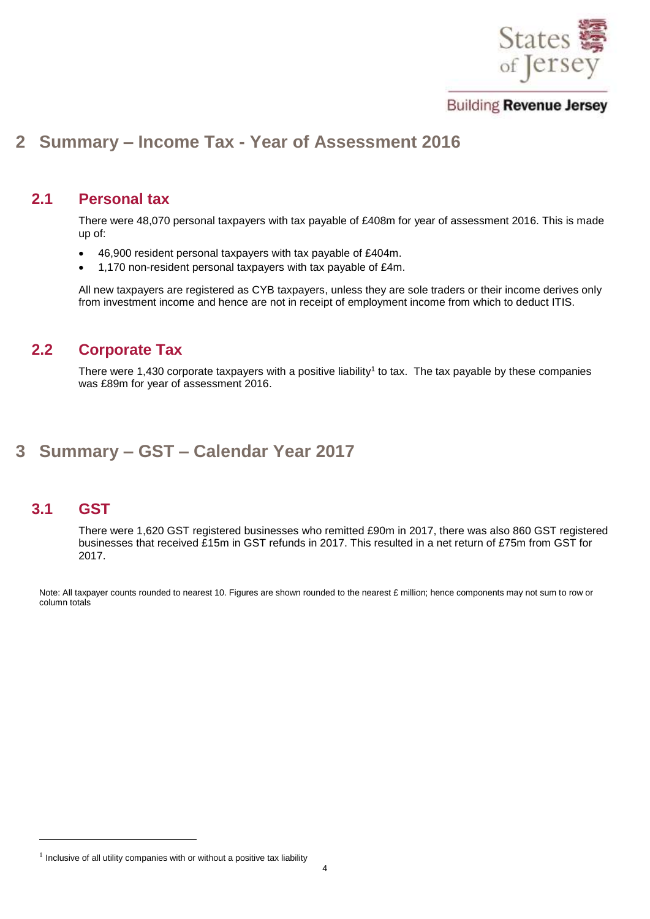# 2 Summary – Income Tax - Year of Assessment 2016

## 2.1 Personal tax

There were 48,070 personal taxpayers with tax payable of £408m for year of assessment 2016. This is made up of:

- 46,900 resident personal taxpayers with tax payable of £404m.
- 1,170 non-resident personal taxpayers with tax payable of £4m.

All new taxpayers are registered as CYB taxpayers, unless they are sole traders or their income derives only from investment income and hence are not in receipt of employment income from which to deduct ITIS.

## 2.2 Corporate Tax

There were 1,430 corporate taxpayers with a positive liability[1] to tax. The tax payable by these companies was £89m for year of assessment 2016.

# 3 Summary – GST – Calendar Year 2017

## 3.1 GST

There were 1,620 GST registered businesses who remitted £90m in 2017, there was also 860 GST registered businesses that received £15m in GST refunds in 2017. This resulted in a net return of £75m from GST for 2017.

Note: All taxpayer counts rounded to nearest 10. Figures are shown rounded to the nearest £ million; hence components may not sum to row or column totals

[1] Inclusive of all utility companies with or without a positive tax liability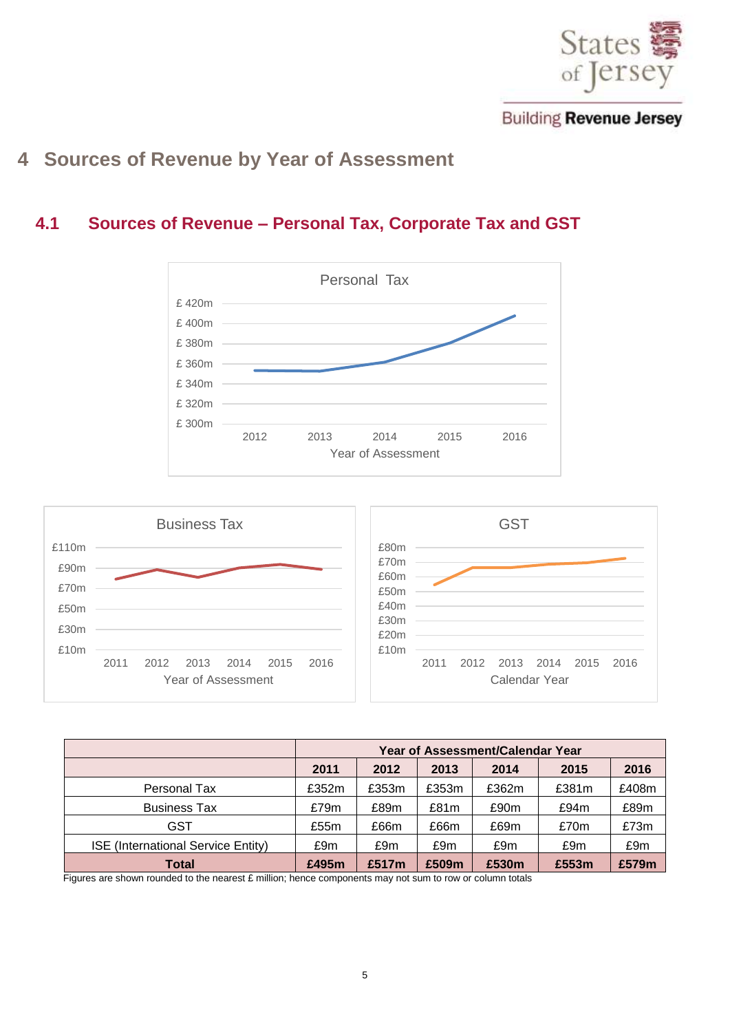# 4 Sources of Revenue by Year of Assessment

## 4.1 Sources of Revenue – Personal Tax, Corporate Tax and GST

| | Year of Assessment/Calendar Year | | | | | |
|---|---|---|---|---|---|---|
| | **2011** | **2012** | **2013** | **2014** | **2015** | **2016** |
| Personal Tax | £352m | £353m | £353m | £362m | £381m | £408m |
| Business Tax | £79m | £89m | £81m | £90m | £94m | £89m |
| GST | £55m | £66m | £66m | £69m | £70m | £73m |
| ISE (International Service Entity) | £9m | £9m | £9m | £9m | £9m | £9m |
| **Total** | **£495m** | **£517m** | **£509m** | **£530m** | **£553m** | **£579m** |

Figures are shown rounded to the nearest £ million; hence components may not sum to row or column totals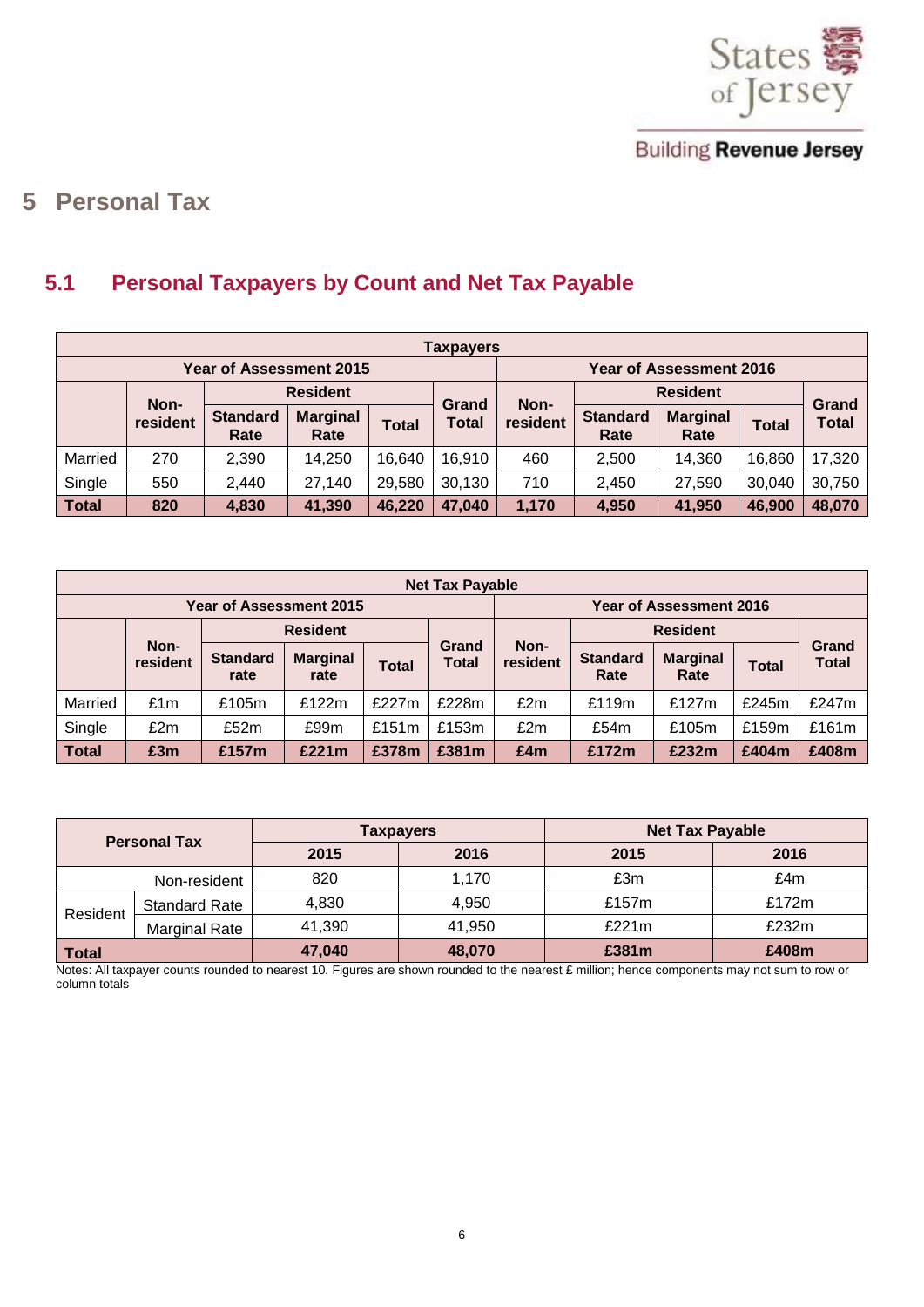# 5 Personal Tax

## 5.1 Personal Taxpayers by Count and Net Tax Payable

| Taxpayers | | | | | | | | | | |
|---|---|---|---|---|---|---|---|---|---|---|
| | Year of Assessment 2015 | | | | | Year of Assessment 2016 | | | | |
| | Non-resident | Resident | | | Grand Total | Non-resident | Resident | | | Grand Total |
| | | Standard Rate | Marginal Rate | Total | | | Standard Rate | Marginal Rate | Total | |
| Married | 270 | 2,390 | 14,250 | 16,640 | 16,910 | 460 | 2,500 | 14,360 | 16,860 | 17,320 |
| Single | 550 | 2,440 | 27,140 | 29,580 | 30,130 | 710 | 2,450 | 27,590 | 30,040 | 30,750 |
| **Total** | **820** | **4,830** | **41,390** | **46,220** | **47,040** | **1,170** | **4,950** | **41,950** | **46,900** | **48,070** |

| Net Tax Payable | | | | | | | | | | |
|---|---|---|---|---|---|---|---|---|---|---|
| | Year of Assessment 2015 | | | | | Year of Assessment 2016 | | | | |
| | Non-resident | Resident | | | Grand Total | Non-resident | Resident | | | Grand Total |
| | | Standard rate | Marginal rate | Total | | | Standard Rate | Marginal Rate | Total | |
| Married | £1m | £105m | £122m | £227m | £228m | £2m | £119m | £127m | £245m | £247m |
| Single | £2m | £52m | £99m | £151m | £153m | £2m | £54m | £105m | £159m | £161m |
| **Total** | **£3m** | **£157m** | **£221m** | **£378m** | **£381m** | **£4m** | **£172m** | **£232m** | **£404m** | **£408m** |

| Personal Tax | | Taxpayers | | Net Tax Payable | |
|---|---|---|---|---|---|
| | | 2015 | 2016 | 2015 | 2016 |
| Non-resident | | 820 | 1,170 | £3m | £4m |
| Resident | Standard Rate | 4,830 | 4,950 | £157m | £172m |
| | Marginal Rate | 41,390 | 41,950 | £221m | £232m |
| **Total** | | **47,040** | **48,070** | **£381m** | **£408m** |

Notes: All taxpayer counts rounded to nearest 10. Figures are shown rounded to the nearest £ million; hence components may not sum to row or column totals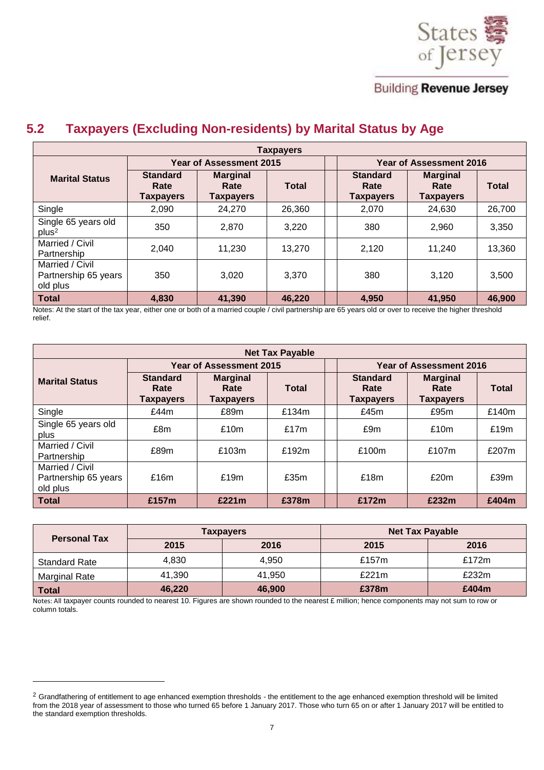## 5.2 Taxpayers (Excluding Non-residents) by Marital Status by Age

| Marital Status | Taxpayers | | | | | |
|---|---|---|---|---|---|---|
| | Year of Assessment 2015 | | | Year of Assessment 2016 | | |
| | Standard Rate Taxpayers | Marginal Rate Taxpayers | Total | Standard Rate Taxpayers | Marginal Rate Taxpayers | Total |
| Single | 2,090 | 24,270 | 26,360 | 2,070 | 24,630 | 26,700 |
| Single 65 years old plus[2] | 350 | 2,870 | 3,220 | 380 | 2,960 | 3,350 |
| Married / Civil Partnership | 2,040 | 11,230 | 13,270 | 2,120 | 11,240 | 13,360 |
| Married / Civil Partnership 65 years old plus | 350 | 3,020 | 3,370 | 380 | 3,120 | 3,500 |
| **Total** | **4,830** | **41,390** | **46,220** | **4,950** | **41,950** | **46,900** |

Notes: At the start of the tax year, either one or both of a married couple / civil partnership are 65 years old or over to receive the higher threshold relief.

| Marital Status | Net Tax Payable | | | | | |
|---|---|---|---|---|---|---|
| | Year of Assessment 2015 | | | Year of Assessment 2016 | | |
| | Standard Rate Taxpayers | Marginal Rate Taxpayers | Total | Standard Rate Taxpayers | Marginal Rate Taxpayers | Total |
| Single | £44m | £89m | £134m | £45m | £95m | £140m |
| Single 65 years old plus | £8m | £10m | £17m | £9m | £10m | £19m |
| Married / Civil Partnership | £89m | £103m | £192m | £100m | £107m | £207m |
| Married / Civil Partnership 65 years old plus | £16m | £19m | £35m | £18m | £20m | £39m |
| **Total** | **£157m** | **£221m** | **£378m** | **£172m** | **£232m** | **£404m** |

| Personal Tax | Taxpayers | | Net Tax Payable | |
|---|---|---|---|---|
| | 2015 | 2016 | 2015 | 2016 |
| Standard Rate | 4,830 | 4,950 | £157m | £172m |
| Marginal Rate | 41,390 | 41,950 | £221m | £232m |
| **Total** | **46,220** | **46,900** | **£378m** | **£404m** |

Notes: All taxpayer counts rounded to nearest 10. Figures are shown rounded to the nearest £ million; hence components may not sum to row or column totals.

[2] Grandfathering of entitlement to age enhanced exemption thresholds - the entitlement to the age enhanced exemption threshold will be limited from the 2018 year of assessment to those who turned 65 before 1 January 2017. Those who turn 65 on or after 1 January 2017 will be entitled to the standard exemption thresholds.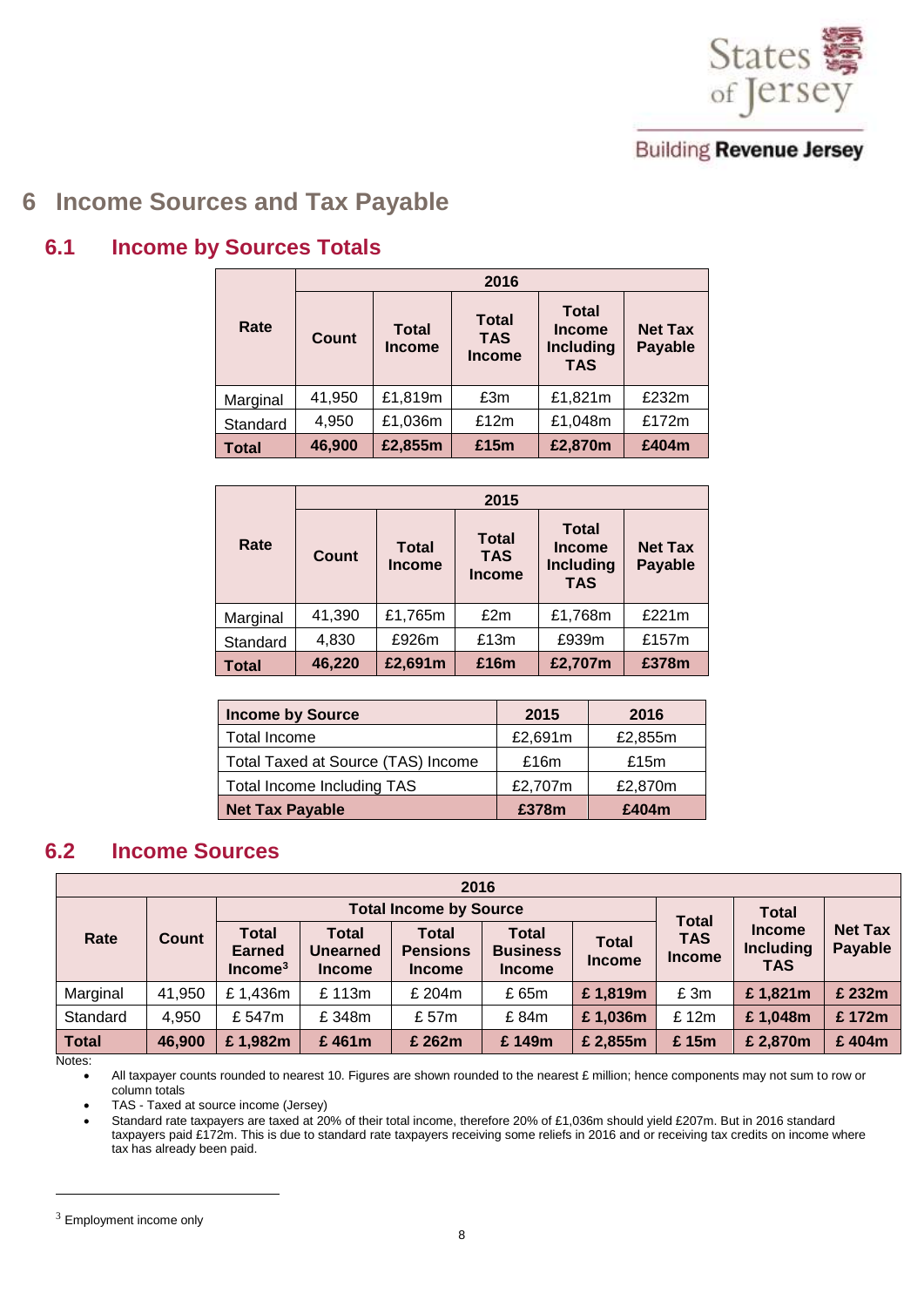# 6 Income Sources and Tax Payable

## 6.1 Income by Sources Totals

| Rate | 2016 | | | | |
|---|---|---|---|---|---|
| | Count | Total Income | Total TAS Income | Total Income Including TAS | Net Tax Payable |
| Marginal | 41,950 | £1,819m | £3m | £1,821m | £232m |
| Standard | 4,950 | £1,036m | £12m | £1,048m | £172m |
| **Total** | **46,900** | **£2,855m** | **£15m** | **£2,870m** | **£404m** |

| Rate | 2015 | | | | |
|---|---|---|---|---|---|
| | Count | Total Income | Total TAS Income | Total Income Including TAS | Net Tax Payable |
| Marginal | 41,390 | £1,765m | £2m | £1,768m | £221m |
| Standard | 4,830 | £926m | £13m | £939m | £157m |
| **Total** | **46,220** | **£2,691m** | **£16m** | **£2,707m** | **£378m** |

| Income by Source | 2015 | 2016 |
|---|---|---|
| Total Income | £2,691m | £2,855m |
| Total Taxed at Source (TAS) Income | £16m | £15m |
| Total Income Including TAS | £2,707m | £2,870m |
| **Net Tax Payable** | **£378m** | **£404m** |

## 6.2 Income Sources

| 2016 | | | | | | | | | | |
|---|---|---|---|---|---|---|---|---|---|---|
| Rate | Count | Total Income by Source | | | | | Total TAS Income | Total Income Including TAS | Net Tax Payable |
| | | Total Earned Income[3] | Total Unearned Income | Total Pensions Income | Total Business Income | Total Income | | | |
| Marginal | 41,950 | £ 1,436m | £ 113m | £ 204m | £ 65m | **£ 1,819m** | £ 3m | **£ 1,821m** | **£ 232m** |
| Standard | 4,950 | £ 547m | £ 348m | £ 57m | £ 84m | **£ 1,036m** | £ 12m | **£ 1,048m** | **£ 172m** |
| **Total** | **46,900** | **£ 1,982m** | **£ 461m** | **£ 262m** | **£ 149m** | **£ 2,855m** | **£ 15m** | **£ 2,870m** | **£ 404m** |

Notes:

- All taxpayer counts rounded to nearest 10. Figures are shown rounded to the nearest £ million; hence components may not sum to row or column totals
- TAS - Taxed at source income (Jersey)
- Standard rate taxpayers are taxed at 20% of their total income, therefore 20% of £1,036m should yield £207m. But in 2016 standard taxpayers paid £172m. This is due to standard rate taxpayers receiving some reliefs in 2016 and or receiving tax credits on income where tax has already been paid.

[3] Employment income only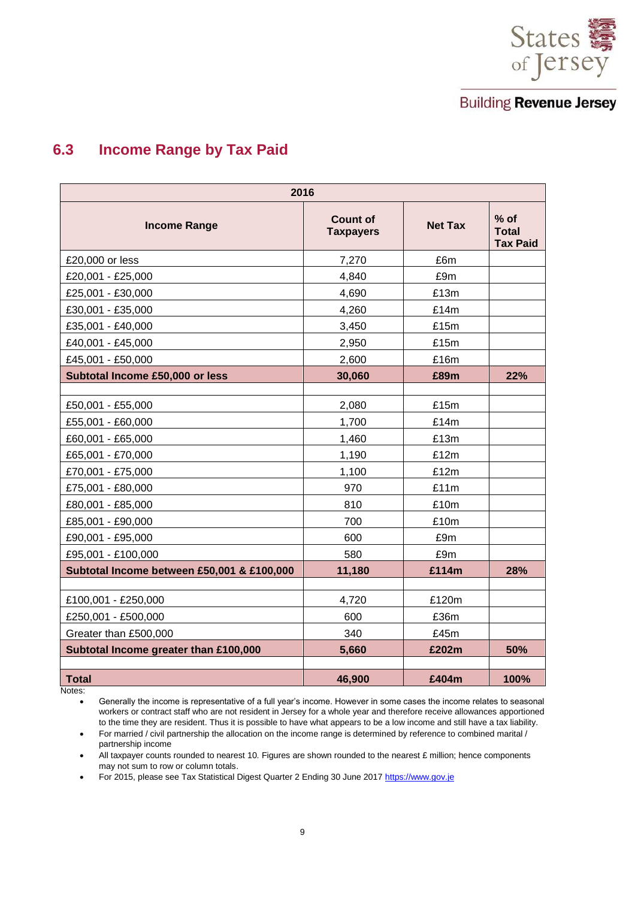## 6.3 Income Range by Tax Paid

| 2016 | | | |
|---|---|---|---|
| **Income Range** | **Count of Taxpayers** | **Net Tax** | **% of Total Tax Paid** |
| £20,000 or less | 7,270 | £6m | |
| £20,001 - £25,000 | 4,840 | £9m | |
| £25,001 - £30,000 | 4,690 | £13m | |
| £30,001 - £35,000 | 4,260 | £14m | |
| £35,001 - £40,000 | 3,450 | £15m | |
| £40,001 - £45,000 | 2,950 | £15m | |
| £45,001 - £50,000 | 2,600 | £16m | |
| **Subtotal Income £50,000 or less** | **30,060** | **£89m** | **22%** |
| | | | |
| £50,001 - £55,000 | 2,080 | £15m | |
| £55,001 - £60,000 | 1,700 | £14m | |
| £60,001 - £65,000 | 1,460 | £13m | |
| £65,001 - £70,000 | 1,190 | £12m | |
| £70,001 - £75,000 | 1,100 | £12m | |
| £75,001 - £80,000 | 970 | £11m | |
| £80,001 - £85,000 | 810 | £10m | |
| £85,001 - £90,000 | 700 | £10m | |
| £90,001 - £95,000 | 600 | £9m | |
| £95,001 - £100,000 | 580 | £9m | |
| **Subtotal Income between £50,001 & £100,000** | **11,180** | **£114m** | **28%** |
| | | | |
| £100,001 - £250,000 | 4,720 | £120m | |
| £250,001 - £500,000 | 600 | £36m | |
| Greater than £500,000 | 340 | £45m | |
| **Subtotal Income greater than £100,000** | **5,660** | **£202m** | **50%** |
| | | | |
| **Total** | **46,900** | **£404m** | **100%** |

Notes:

- Generally the income is representative of a full year's income. However in some cases the income relates to seasonal workers or contract staff who are not resident in Jersey for a whole year and therefore receive allowances apportioned to the time they are resident. Thus it is possible to have what appears to be a low income and still have a tax liability.
- For married / civil partnership the allocation on the income range is determined by reference to combined marital / partnership income
- All taxpayer counts rounded to nearest 10. Figures are shown rounded to the nearest £ million; hence components may not sum to row or column totals.
- For 2015, please see Tax Statistical Digest Quarter 2 Ending 30 June 2017 https://www.gov.je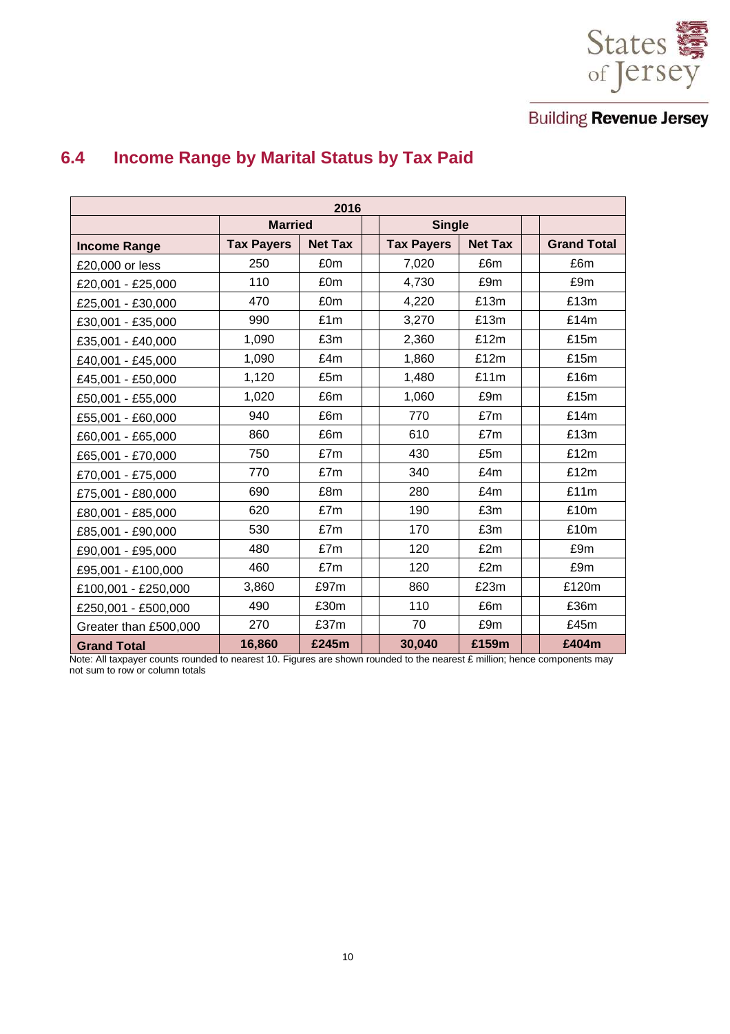## 6.4 Income Range by Marital Status by Tax Paid

| 2016 | | | | | | | |
|---|---|---|---|---|---|---|---|
| | Married | | | Single | | | |
| **Income Range** | **Tax Payers** | **Net Tax** | | **Tax Payers** | **Net Tax** | | **Grand Total** |
| £20,000 or less | 250 | £0m | | 7,020 | £6m | | £6m |
| £20,001 - £25,000 | 110 | £0m | | 4,730 | £9m | | £9m |
| £25,001 - £30,000 | 470 | £0m | | 4,220 | £13m | | £13m |
| £30,001 - £35,000 | 990 | £1m | | 3,270 | £13m | | £14m |
| £35,001 - £40,000 | 1,090 | £3m | | 2,360 | £12m | | £15m |
| £40,001 - £45,000 | 1,090 | £4m | | 1,860 | £12m | | £15m |
| £45,001 - £50,000 | 1,120 | £5m | | 1,480 | £11m | | £16m |
| £50,001 - £55,000 | 1,020 | £6m | | 1,060 | £9m | | £15m |
| £55,001 - £60,000 | 940 | £6m | | 770 | £7m | | £14m |
| £60,001 - £65,000 | 860 | £6m | | 610 | £7m | | £13m |
| £65,001 - £70,000 | 750 | £7m | | 430 | £5m | | £12m |
| £70,001 - £75,000 | 770 | £7m | | 340 | £4m | | £12m |
| £75,001 - £80,000 | 690 | £8m | | 280 | £4m | | £11m |
| £80,001 - £85,000 | 620 | £7m | | 190 | £3m | | £10m |
| £85,001 - £90,000 | 530 | £7m | | 170 | £3m | | £10m |
| £90,001 - £95,000 | 480 | £7m | | 120 | £2m | | £9m |
| £95,001 - £100,000 | 460 | £7m | | 120 | £2m | | £9m |
| £100,001 - £250,000 | 3,860 | £97m | | 860 | £23m | | £120m |
| £250,001 - £500,000 | 490 | £30m | | 110 | £6m | | £36m |
| Greater than £500,000 | 270 | £37m | | 70 | £9m | | £45m |
| **Grand Total** | **16,860** | **£245m** | | **30,040** | **£159m** | | **£404m** |

Note: All taxpayer counts rounded to nearest 10. Figures are shown rounded to the nearest £ million; hence components may not sum to row or column totals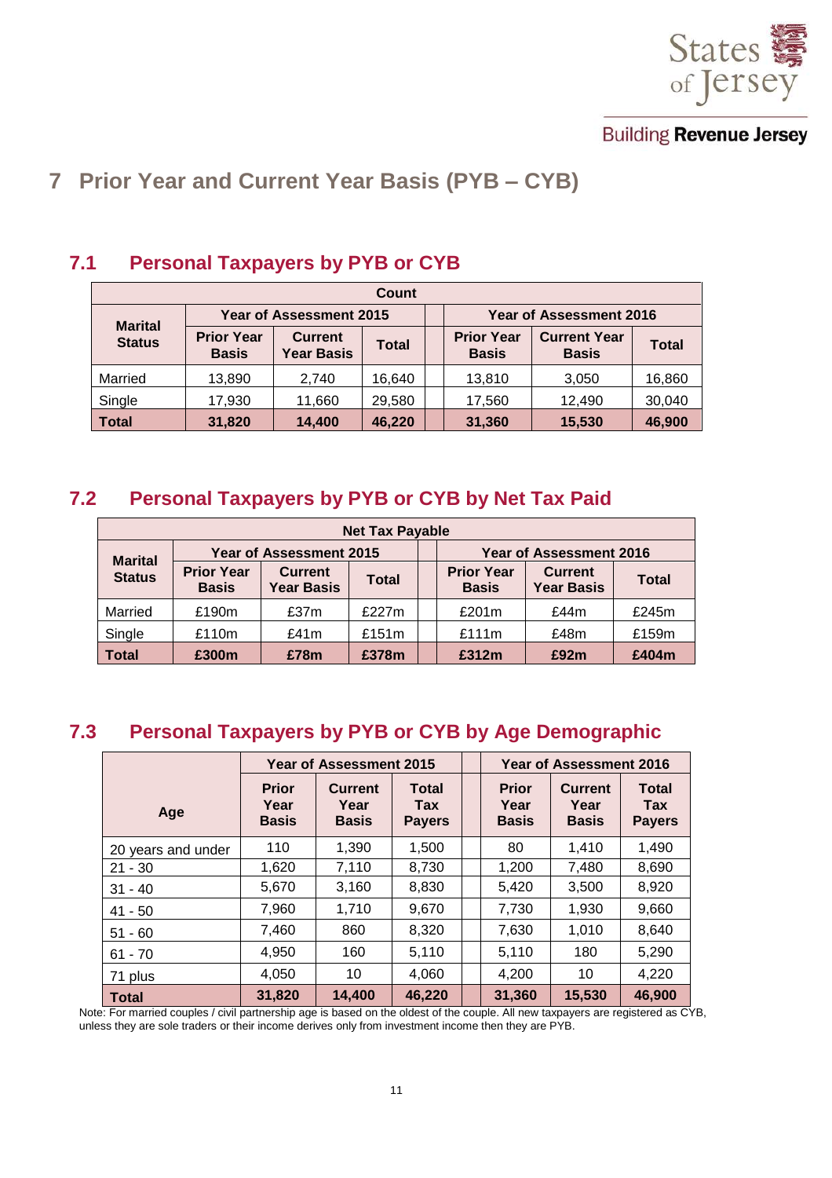# 7 Prior Year and Current Year Basis (PYB – CYB)

## 7.1 Personal Taxpayers by PYB or CYB

| Count | | | | | | | |
|---|---|---|---|---|---|---|---|
| Marital Status | Year of Assessment 2015 | | | | Year of Assessment 2016 | | |
| | Prior Year Basis | Current Year Basis | Total | | Prior Year Basis | Current Year Basis | Total |
| Married | 13,890 | 2,740 | 16,640 | | 13,810 | 3,050 | 16,860 |
| Single | 17,930 | 11,660 | 29,580 | | 17,560 | 12,490 | 30,040 |
| **Total** | **31,820** | **14,400** | **46,220** | | **31,360** | **15,530** | **46,900** |

## 7.2 Personal Taxpayers by PYB or CYB by Net Tax Paid

| Net Tax Payable | | | | | | | |
|---|---|---|---|---|---|---|---|
| Marital Status | Year of Assessment 2015 | | | | Year of Assessment 2016 | | |
| | Prior Year Basis | Current Year Basis | Total | | Prior Year Basis | Current Year Basis | Total |
| Married | £190m | £37m | £227m | | £201m | £44m | £245m |
| Single | £110m | £41m | £151m | | £111m | £48m | £159m |
| **Total** | **£300m** | **£78m** | **£378m** | | **£312m** | **£92m** | **£404m** |

## 7.3 Personal Taxpayers by PYB or CYB by Age Demographic

| Age | Year of Assessment 2015 | | | | Year of Assessment 2016 | | |
|---|---|---|---|---|---|---|---|
| | Prior Year Basis | Current Year Basis | Total Tax Payers | | Prior Year Basis | Current Year Basis | Total Tax Payers |
| 20 years and under | 110 | 1,390 | 1,500 | | 80 | 1,410 | 1,490 |
| 21 - 30 | 1,620 | 7,110 | 8,730 | | 1,200 | 7,480 | 8,690 |
| 31 - 40 | 5,670 | 3,160 | 8,830 | | 5,420 | 3,500 | 8,920 |
| 41 - 50 | 7,960 | 1,710 | 9,670 | | 7,730 | 1,930 | 9,660 |
| 51 - 60 | 7,460 | 860 | 8,320 | | 7,630 | 1,010 | 8,640 |
| 61 - 70 | 4,950 | 160 | 5,110 | | 5,110 | 180 | 5,290 |
| 71 plus | 4,050 | 10 | 4,060 | | 4,200 | 10 | 4,220 |
| **Total** | **31,820** | **14,400** | **46,220** | | **31,360** | **15,530** | **46,900** |

Note: For married couples / civil partnership age is based on the oldest of the couple. All new taxpayers are registered as CYB, unless they are sole traders or their income derives only from investment income then they are PYB.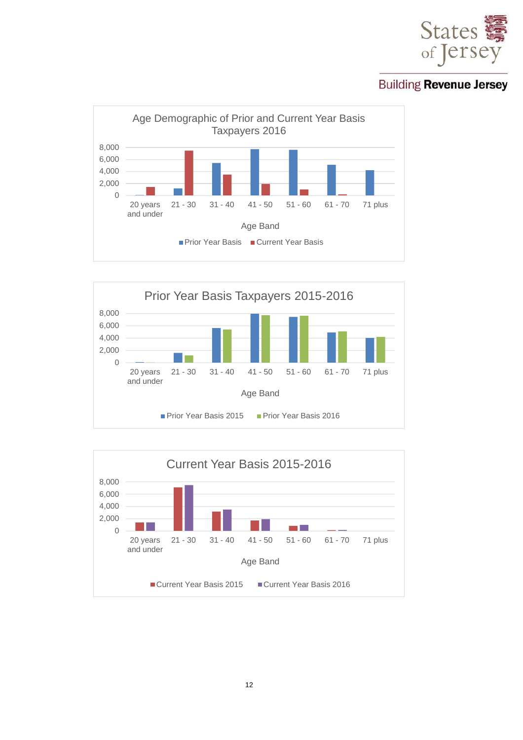**Age Demographic of Prior and Current Year Basis Taxpayers 2016**

Age Band: 20 years and under, 21 - 30, 31 - 40, 41 - 50, 51 - 60, 61 - 70, 71 plus

Legend: Prior Year Basis, Current Year Basis

**Prior Year Basis Taxpayers 2015-2016**

Age Band: 20 years and under, 21 - 30, 31 - 40, 41 - 50, 51 - 60, 61 - 70, 71 plus

Legend: Prior Year Basis 2015, Prior Year Basis 2016

**Current Year Basis 2015-2016**

Age Band: 20 years and under, 21 - 30, 31 - 40, 41 - 50, 51 - 60, 61 - 70, 71 plus

Legend: Current Year Basis 2015, Current Year Basis 2016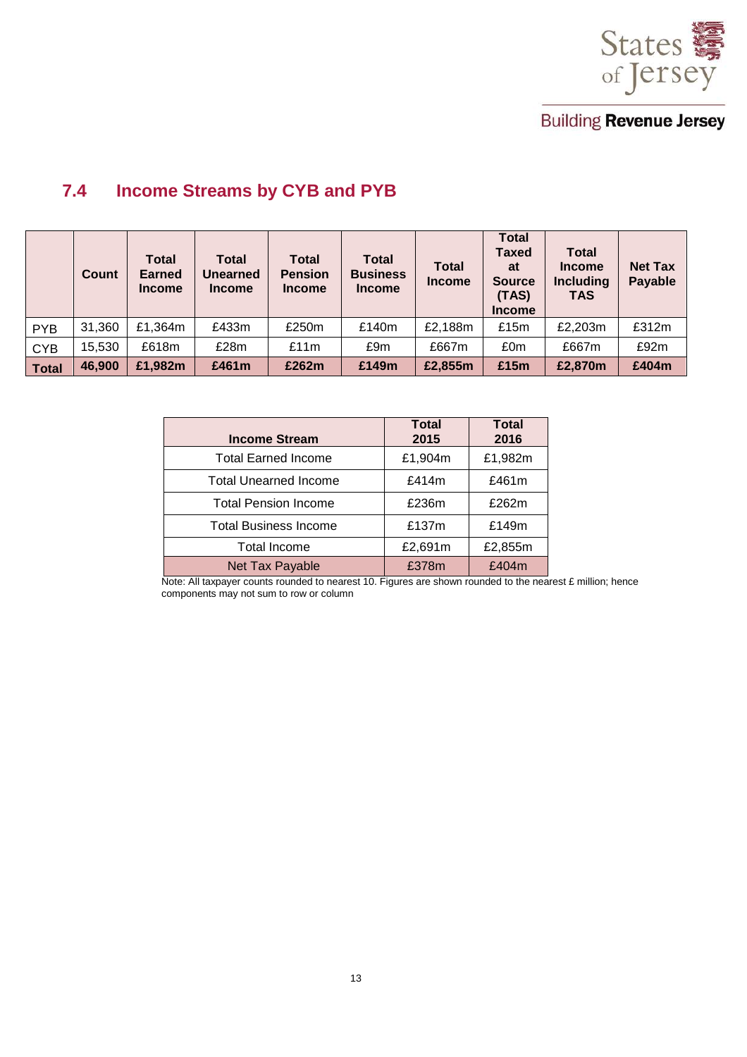## 7.4 Income Streams by CYB and PYB

| | Count | Total Earned Income | Total Unearned Income | Total Pension Income | Total Business Income | Total Income | Total Taxed at Source (TAS) Income | Total Income Including TAS | Net Tax Payable |
|---|---|---|---|---|---|---|---|---|---|
| PYB | 31,360 | £1,364m | £433m | £250m | £140m | £2,188m | £15m | £2,203m | £312m |
| CYB | 15,530 | £618m | £28m | £11m | £9m | £667m | £0m | £667m | £92m |
| **Total** | **46,900** | **£1,982m** | **£461m** | **£262m** | **£149m** | **£2,855m** | **£15m** | **£2,870m** | **£404m** |

| Income Stream | Total 2015 | Total 2016 |
|---|---|---|
| Total Earned Income | £1,904m | £1,982m |
| Total Unearned Income | £414m | £461m |
| Total Pension Income | £236m | £262m |
| Total Business Income | £137m | £149m |
| Total Income | £2,691m | £2,855m |
| Net Tax Payable | £378m | £404m |

Note: All taxpayer counts rounded to nearest 10. Figures are shown rounded to the nearest £ million; hence components may not sum to row or column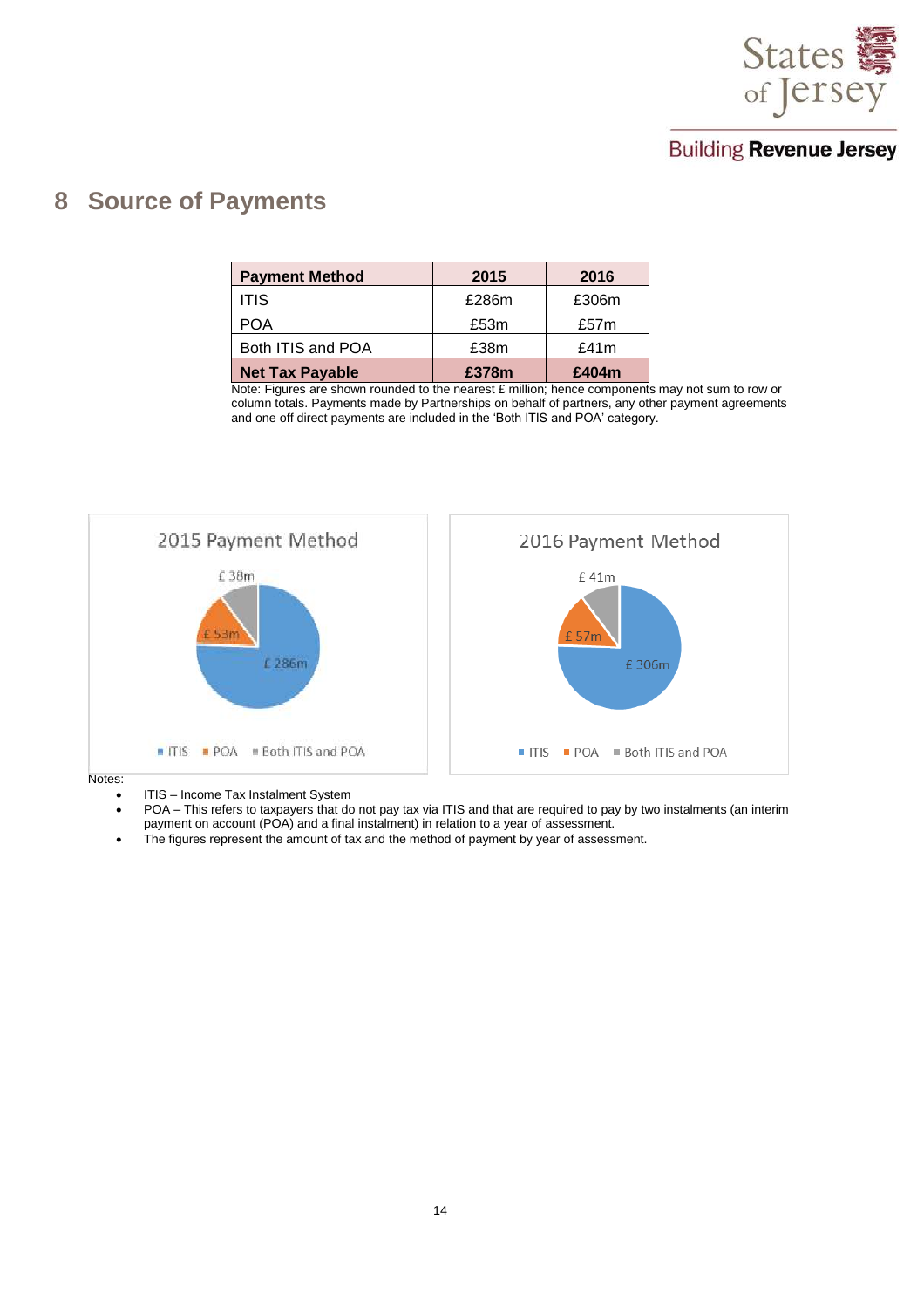## 8 Source of Payments

| Payment Method | 2015 | 2016 |
|---|---|---|
| ITIS | £286m | £306m |
| POA | £53m | £57m |
| Both ITIS and POA | £38m | £41m |
| **Net Tax Payable** | **£378m** | **£404m** |

Note: Figures are shown rounded to the nearest £ million; hence components may not sum to row or column totals. Payments made by Partnerships on behalf of partners, any other payment agreements and one off direct payments are included in the 'Both ITIS and POA' category.

**2015 Payment Method**

| Payment Method | Amount |
|---|---|
| ITIS | £ 286m |
| POA | £ 53m |
| Both ITIS and POA | £ 38m |

**2016 Payment Method**

| Payment Method | Amount |
|---|---|
| ITIS | £ 306m |
| POA | £ 57m |
| Both ITIS and POA | £ 41m |

Notes:

- ITIS – Income Tax Instalment System
- POA – This refers to taxpayers that do not pay tax via ITIS and that are required to pay by two instalments (an interim payment on account (POA) and a final instalment) in relation to a year of assessment.
- The figures represent the amount of tax and the method of payment by year of assessment.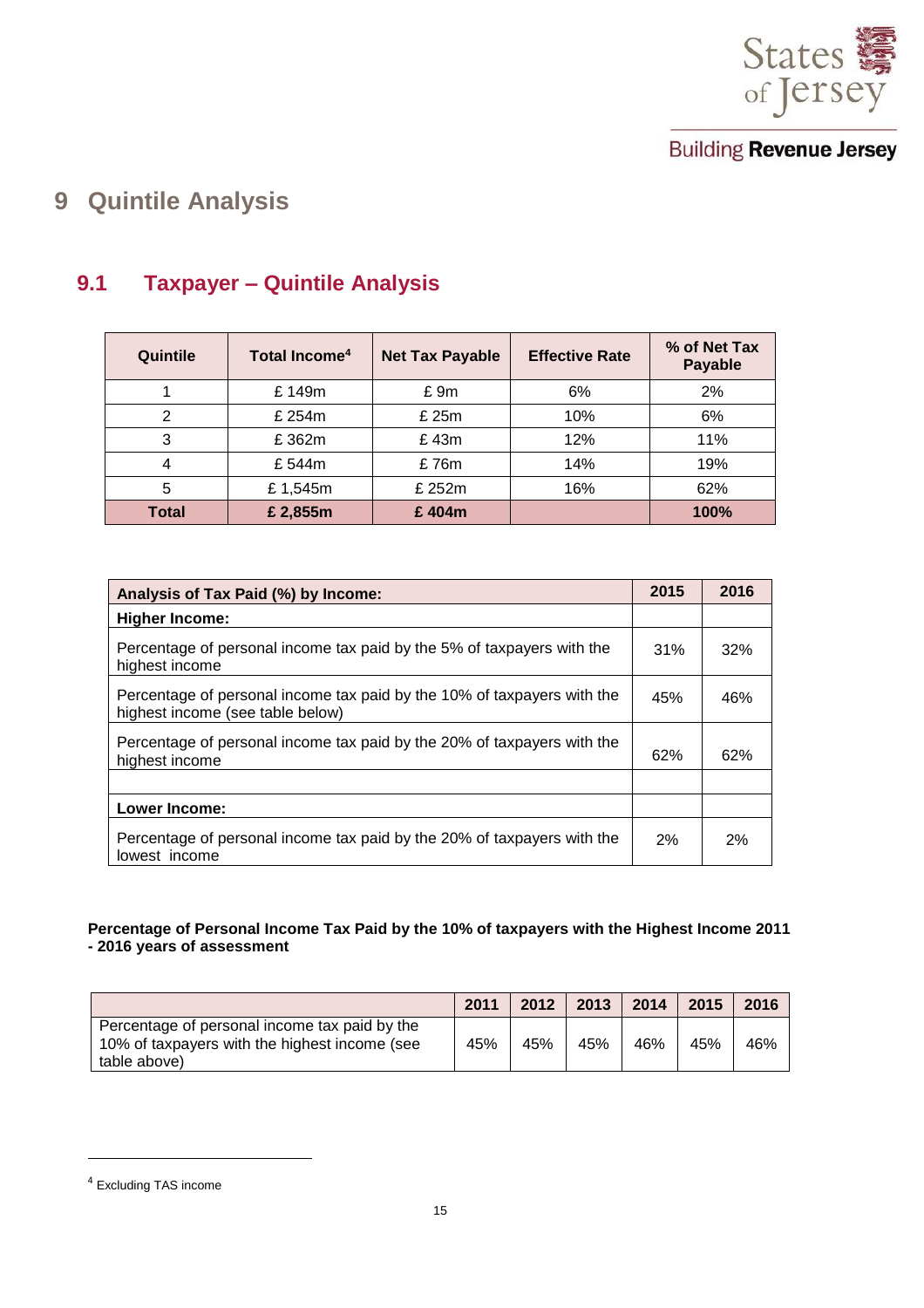# 9 Quintile Analysis

## 9.1 Taxpayer – Quintile Analysis

| Quintile | Total Income[4] | Net Tax Payable | Effective Rate | % of Net Tax Payable |
|---|---|---|---|---|
| 1 | £ 149m | £ 9m | 6% | 2% |
| 2 | £ 254m | £ 25m | 10% | 6% |
| 3 | £ 362m | £ 43m | 12% | 11% |
| 4 | £ 544m | £ 76m | 14% | 19% |
| 5 | £ 1,545m | £ 252m | 16% | 62% |
| **Total** | **£ 2,855m** | **£ 404m** | | **100%** |

| Analysis of Tax Paid (%) by Income: | 2015 | 2016 |
|---|---|---|
| **Higher Income:** | | |
| Percentage of personal income tax paid by the 5% of taxpayers with the highest income | 31% | 32% |
| Percentage of personal income tax paid by the 10% of taxpayers with the highest income (see table below) | 45% | 46% |
| Percentage of personal income tax paid by the 20% of taxpayers with the highest income | 62% | 62% |
| | | |
| **Lower Income:** | | |
| Percentage of personal income tax paid by the 20% of taxpayers with the lowest income | 2% | 2% |

**Percentage of Personal Income Tax Paid by the 10% of taxpayers with the Highest Income 2011 - 2016 years of assessment**

| | 2011 | 2012 | 2013 | 2014 | 2015 | 2016 |
|---|---|---|---|---|---|---|
| Percentage of personal income tax paid by the 10% of taxpayers with the highest income (see table above) | 45% | 45% | 45% | 46% | 45% | 46% |

[4] Excluding TAS income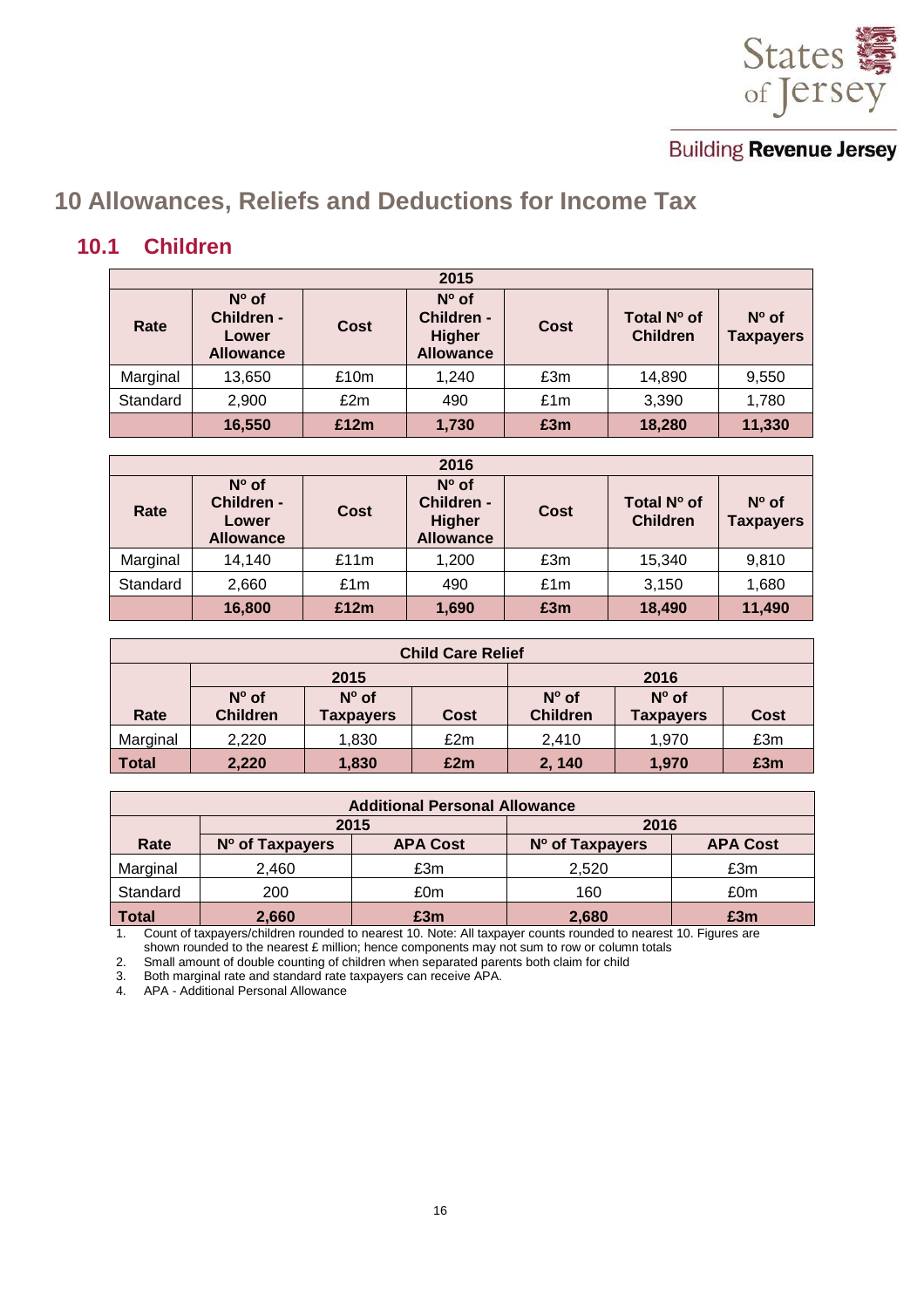## 10 Allowances, Reliefs and Deductions for Income Tax

### 10.1 Children

| 2015 | | | | | | |
|---|---|---|---|---|---|---|
| Rate | Nº of Children - Lower Allowance | Cost | Nº of Children - Higher Allowance | Cost | Total Nº of Children | Nº of Taxpayers |
| Marginal | 13,650 | £10m | 1,240 | £3m | 14,890 | 9,550 |
| Standard | 2,900 | £2m | 490 | £1m | 3,390 | 1,780 |
| | **16,550** | **£12m** | **1,730** | **£3m** | **18,280** | **11,330** |

| 2016 | | | | | | |
|---|---|---|---|---|---|---|
| Rate | Nº of Children - Lower Allowance | Cost | Nº of Children - Higher Allowance | Cost | Total Nº of Children | Nº of Taxpayers |
| Marginal | 14,140 | £11m | 1,200 | £3m | 15,340 | 9,810 |
| Standard | 2,660 | £1m | 490 | £1m | 3,150 | 1,680 |
| | **16,800** | **£12m** | **1,690** | **£3m** | **18,490** | **11,490** |

| Child Care Relief | | | | | | |
|---|---|---|---|---|---|---|
| | 2015 | | | 2016 | | |
| Rate | Nº of Children | Nº of Taxpayers | Cost | Nº of Children | Nº of Taxpayers | Cost |
| Marginal | 2,220 | 1,830 | £2m | 2,410 | 1,970 | £3m |
| **Total** | **2,220** | **1,830** | **£2m** | **2, 140** | **1,970** | **£3m** |

| Additional Personal Allowance | | | | |
|---|---|---|---|---|
| | 2015 | | 2016 | |
| Rate | Nº of Taxpayers | APA Cost | Nº of Taxpayers | APA Cost |
| Marginal | 2,460 | £3m | 2,520 | £3m |
| Standard | 200 | £0m | 160 | £0m |
| **Total** | **2,660** | **£3m** | **2,680** | **£3m** |

1. Count of taxpayers/children rounded to nearest 10. Note: All taxpayer counts rounded to nearest 10. Figures are shown rounded to the nearest £ million; hence components may not sum to row or column totals
2. Small amount of double counting of children when separated parents both claim for child
3. Both marginal rate and standard rate taxpayers can receive APA.
4. APA - Additional Personal Allowance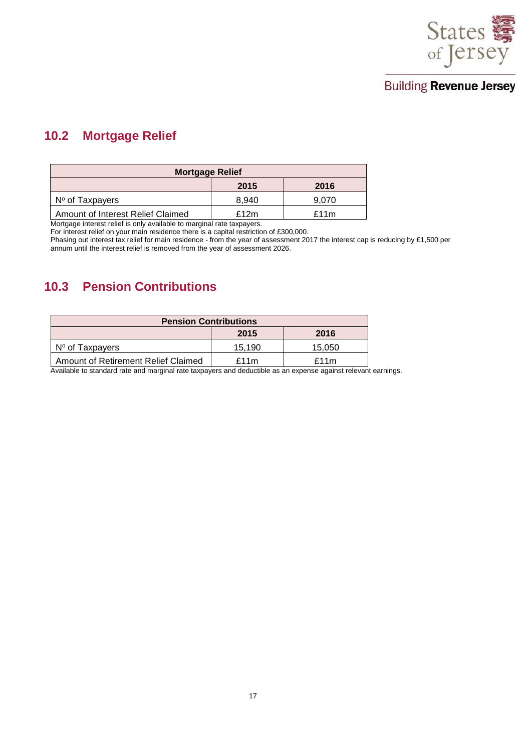## 10.2 Mortgage Relief

| Mortgage Relief | | |
|---|---|---|
| | 2015 | 2016 |
| Nº of Taxpayers | 8,940 | 9,070 |
| Amount of Interest Relief Claimed | £12m | £11m |

Mortgage interest relief is only available to marginal rate taxpayers.
For interest relief on your main residence there is a capital restriction of £300,000.
Phasing out interest tax relief for main residence - from the year of assessment 2017 the interest cap is reducing by £1,500 per annum until the interest relief is removed from the year of assessment 2026.

## 10.3 Pension Contributions

| Pension Contributions | | |
|---|---|---|
| | 2015 | 2016 |
| Nº of Taxpayers | 15,190 | 15,050 |
| Amount of Retirement Relief Claimed | £11m | £11m |

Available to standard rate and marginal rate taxpayers and deductible as an expense against relevant earnings.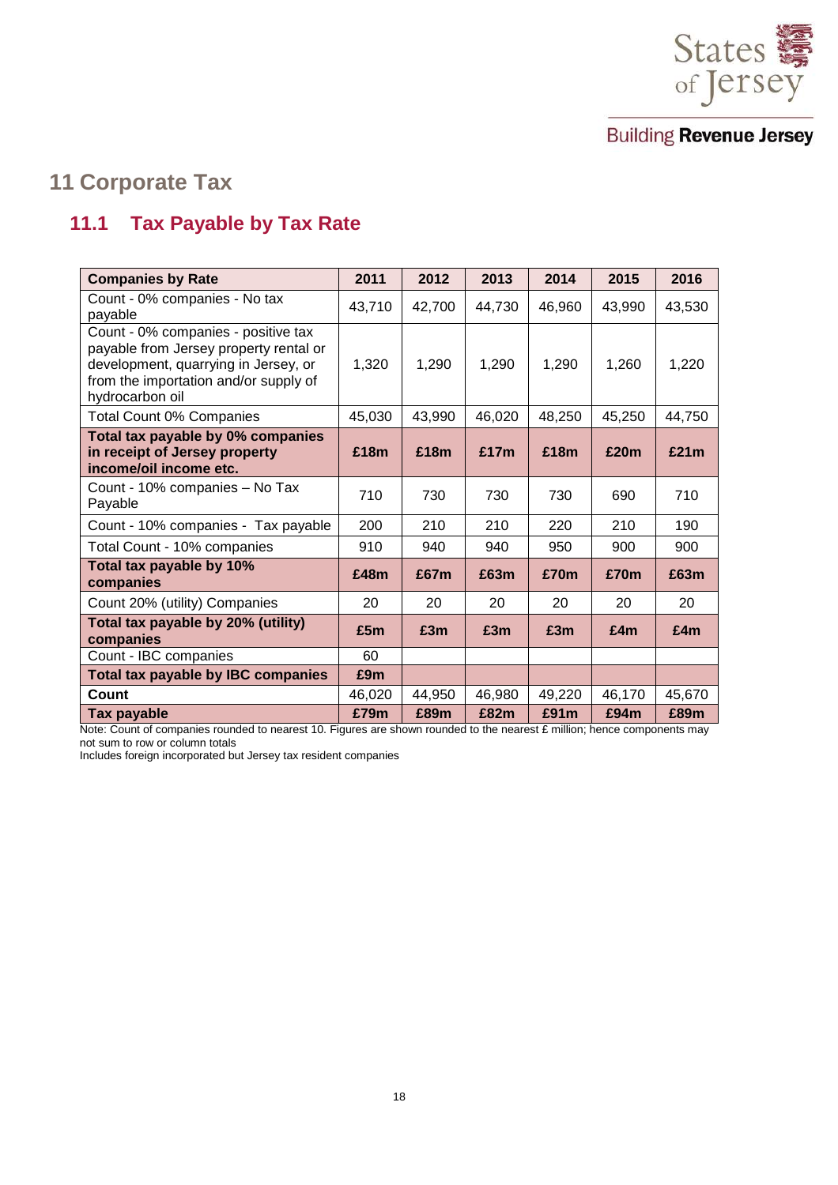# 11 Corporate Tax

## 11.1 Tax Payable by Tax Rate

| Companies by Rate | 2011 | 2012 | 2013 | 2014 | 2015 | 2016 |
|---|---|---|---|---|---|---|
| Count - 0% companies - No tax payable | 43,710 | 42,700 | 44,730 | 46,960 | 43,990 | 43,530 |
| Count - 0% companies - positive tax payable from Jersey property rental or development, quarrying in Jersey, or from the importation and/or supply of hydrocarbon oil | 1,320 | 1,290 | 1,290 | 1,290 | 1,260 | 1,220 |
| Total Count 0% Companies | 45,030 | 43,990 | 46,020 | 48,250 | 45,250 | 44,750 |
| **Total tax payable by 0% companies in receipt of Jersey property income/oil income etc.** | **£18m** | **£18m** | **£17m** | **£18m** | **£20m** | **£21m** |
| Count - 10% companies – No Tax Payable | 710 | 730 | 730 | 730 | 690 | 710 |
| Count - 10% companies - Tax payable | 200 | 210 | 210 | 220 | 210 | 190 |
| Total Count - 10% companies | 910 | 940 | 940 | 950 | 900 | 900 |
| **Total tax payable by 10% companies** | **£48m** | **£67m** | **£63m** | **£70m** | **£70m** | **£63m** |
| Count 20% (utility) Companies | 20 | 20 | 20 | 20 | 20 | 20 |
| **Total tax payable by 20% (utility) companies** | **£5m** | **£3m** | **£3m** | **£3m** | **£4m** | **£4m** |
| Count - IBC companies | 60 | | | | | |
| **Total tax payable by IBC companies** | **£9m** | | | | | |
| **Count** | 46,020 | 44,950 | 46,980 | 49,220 | 46,170 | 45,670 |
| **Tax payable** | **£79m** | **£89m** | **£82m** | **£91m** | **£94m** | **£89m** |

Note: Count of companies rounded to nearest 10. Figures are shown rounded to the nearest £ million; hence components may not sum to row or column totals

Includes foreign incorporated but Jersey tax resident companies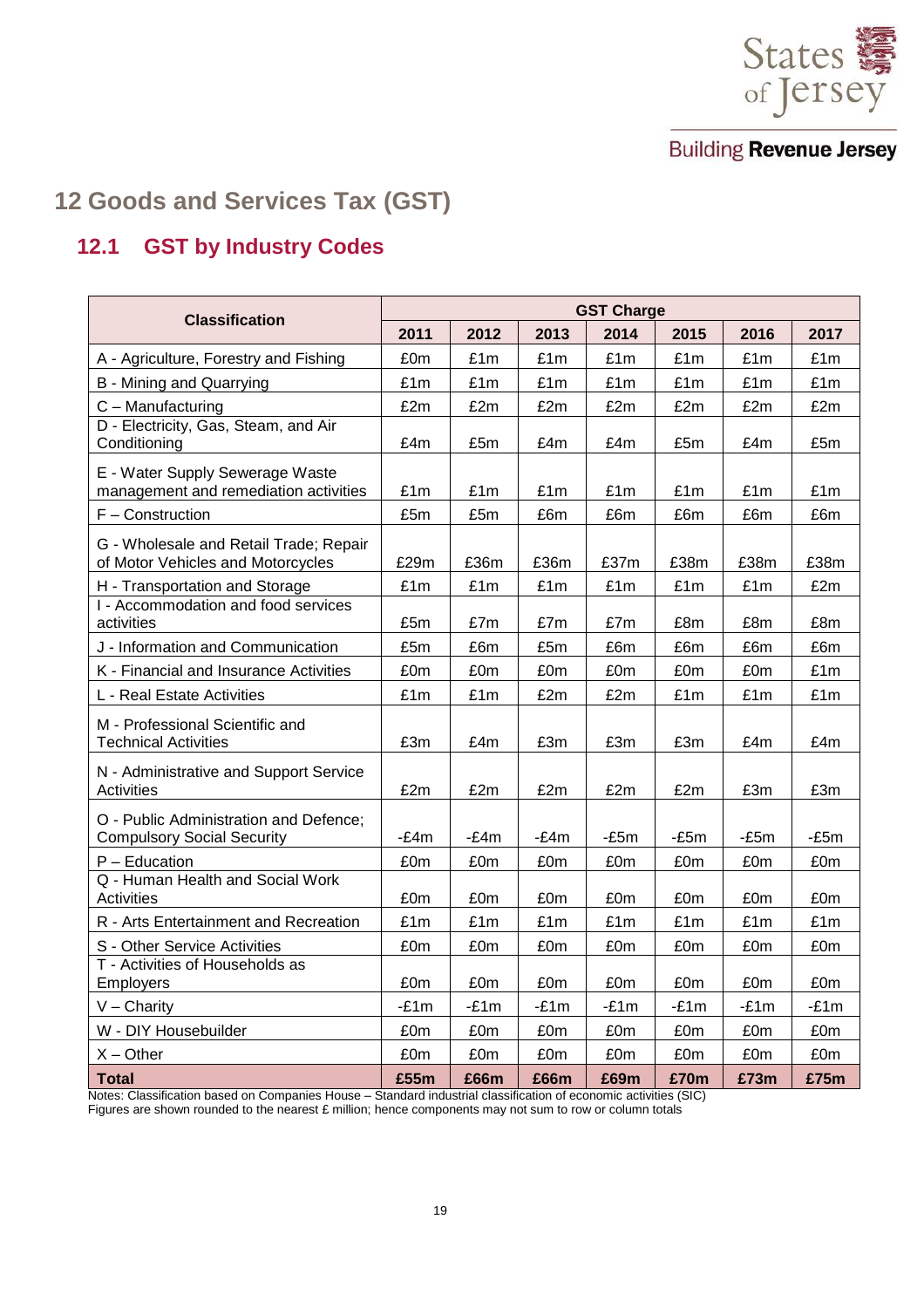# 12 Goods and Services Tax (GST)

## 12.1 GST by Industry Codes

| Classification | GST Charge | | | | | | |
|---|---|---|---|---|---|---|---|
| | 2011 | 2012 | 2013 | 2014 | 2015 | 2016 | 2017 |
| A - Agriculture, Forestry and Fishing | £0m | £1m | £1m | £1m | £1m | £1m | £1m |
| B - Mining and Quarrying | £1m | £1m | £1m | £1m | £1m | £1m | £1m |
| C – Manufacturing | £2m | £2m | £2m | £2m | £2m | £2m | £2m |
| D - Electricity, Gas, Steam, and Air Conditioning | £4m | £5m | £4m | £4m | £5m | £4m | £5m |
| E - Water Supply Sewerage Waste management and remediation activities | £1m | £1m | £1m | £1m | £1m | £1m | £1m |
| F – Construction | £5m | £5m | £6m | £6m | £6m | £6m | £6m |
| G - Wholesale and Retail Trade; Repair of Motor Vehicles and Motorcycles | £29m | £36m | £36m | £37m | £38m | £38m | £38m |
| H - Transportation and Storage | £1m | £1m | £1m | £1m | £1m | £1m | £2m |
| I - Accommodation and food services activities | £5m | £7m | £7m | £7m | £8m | £8m | £8m |
| J - Information and Communication | £5m | £6m | £5m | £6m | £6m | £6m | £6m |
| K - Financial and Insurance Activities | £0m | £0m | £0m | £0m | £0m | £0m | £1m |
| L - Real Estate Activities | £1m | £1m | £2m | £2m | £1m | £1m | £1m |
| M - Professional Scientific and Technical Activities | £3m | £4m | £3m | £3m | £3m | £4m | £4m |
| N - Administrative and Support Service Activities | £2m | £2m | £2m | £2m | £2m | £3m | £3m |
| O - Public Administration and Defence; Compulsory Social Security | -£4m | -£4m | -£4m | -£5m | -£5m | -£5m | -£5m |
| P – Education | £0m | £0m | £0m | £0m | £0m | £0m | £0m |
| Q - Human Health and Social Work Activities | £0m | £0m | £0m | £0m | £0m | £0m | £0m |
| R - Arts Entertainment and Recreation | £1m | £1m | £1m | £1m | £1m | £1m | £1m |
| S - Other Service Activities | £0m | £0m | £0m | £0m | £0m | £0m | £0m |
| T - Activities of Households as Employers | £0m | £0m | £0m | £0m | £0m | £0m | £0m |
| V – Charity | -£1m | -£1m | -£1m | -£1m | -£1m | -£1m | -£1m |
| W - DIY Housebuilder | £0m | £0m | £0m | £0m | £0m | £0m | £0m |
| X – Other | £0m | £0m | £0m | £0m | £0m | £0m | £0m |
| **Total** | **£55m** | **£66m** | **£66m** | **£69m** | **£70m** | **£73m** | **£75m** |

Notes: Classification based on Companies House – Standard industrial classification of economic activities (SIC)
Figures are shown rounded to the nearest £ million; hence components may not sum to row or column totals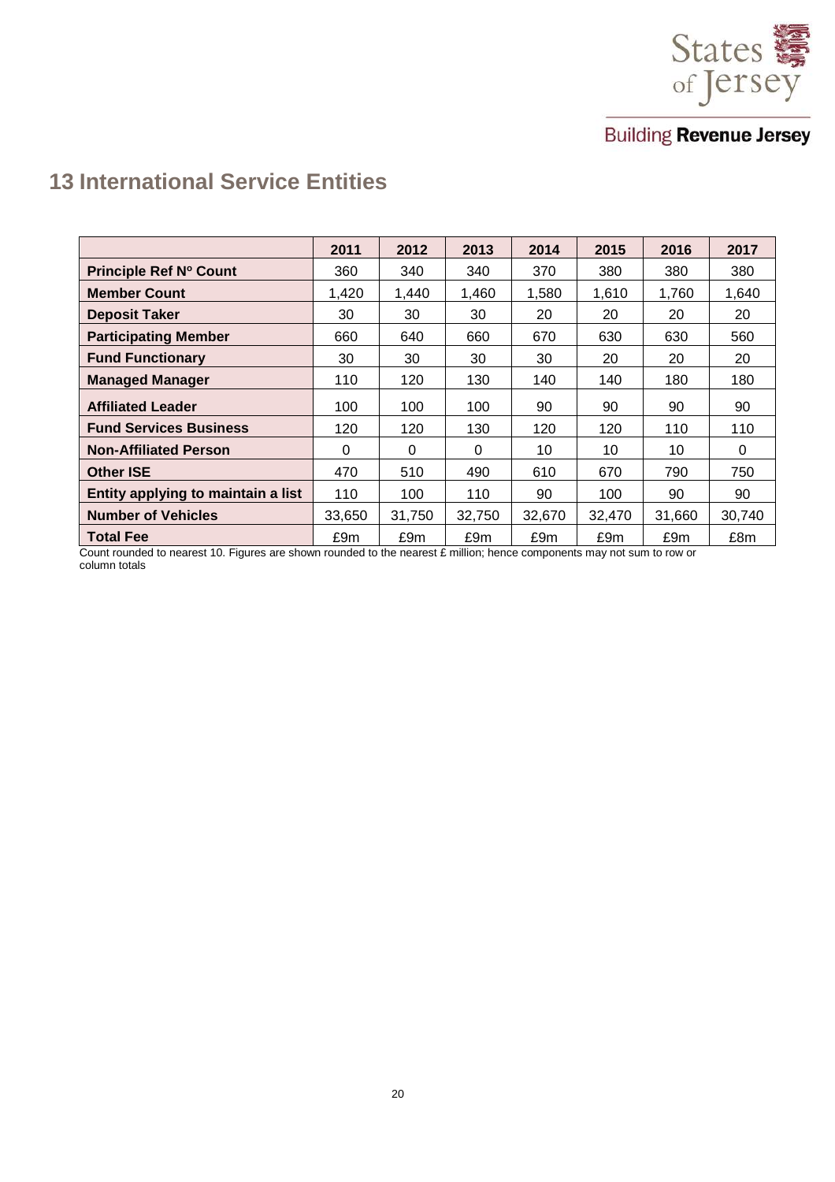# 13 International Service Entities

| | 2011 | 2012 | 2013 | 2014 | 2015 | 2016 | 2017 |
|---|---|---|---|---|---|---|---|
| **Principle Ref Nº Count** | 360 | 340 | 340 | 370 | 380 | 380 | 380 |
| **Member Count** | 1,420 | 1,440 | 1,460 | 1,580 | 1,610 | 1,760 | 1,640 |
| **Deposit Taker** | 30 | 30 | 30 | 20 | 20 | 20 | 20 |
| **Participating Member** | 660 | 640 | 660 | 670 | 630 | 630 | 560 |
| **Fund Functionary** | 30 | 30 | 30 | 30 | 20 | 20 | 20 |
| **Managed Manager** | 110 | 120 | 130 | 140 | 140 | 180 | 180 |
| **Affiliated Leader** | 100 | 100 | 100 | 90 | 90 | 90 | 90 |
| **Fund Services Business** | 120 | 120 | 130 | 120 | 120 | 110 | 110 |
| **Non-Affiliated Person** | 0 | 0 | 0 | 10 | 10 | 10 | 0 |
| **Other ISE** | 470 | 510 | 490 | 610 | 670 | 790 | 750 |
| **Entity applying to maintain a list** | 110 | 100 | 110 | 90 | 100 | 90 | 90 |
| **Number of Vehicles** | 33,650 | 31,750 | 32,750 | 32,670 | 32,470 | 31,660 | 30,740 |
| **Total Fee** | £9m | £9m | £9m | £9m | £9m | £9m | £8m |

Count rounded to nearest 10. Figures are shown rounded to the nearest £ million; hence components may not sum to row or column totals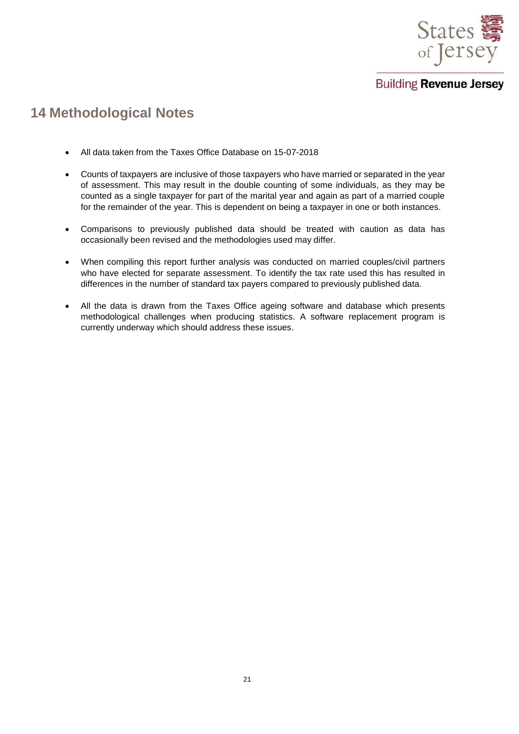## 14 Methodological Notes

- All data taken from the Taxes Office Database on 15-07-2018
- Counts of taxpayers are inclusive of those taxpayers who have married or separated in the year of assessment. This may result in the double counting of some individuals, as they may be counted as a single taxpayer for part of the marital year and again as part of a married couple for the remainder of the year. This is dependent on being a taxpayer in one or both instances.
- Comparisons to previously published data should be treated with caution as data has occasionally been revised and the methodologies used may differ.
- When compiling this report further analysis was conducted on married couples/civil partners who have elected for separate assessment. To identify the tax rate used this has resulted in differences in the number of standard tax payers compared to previously published data.
- All the data is drawn from the Taxes Office ageing software and database which presents methodological challenges when producing statistics. A software replacement program is currently underway which should address these issues.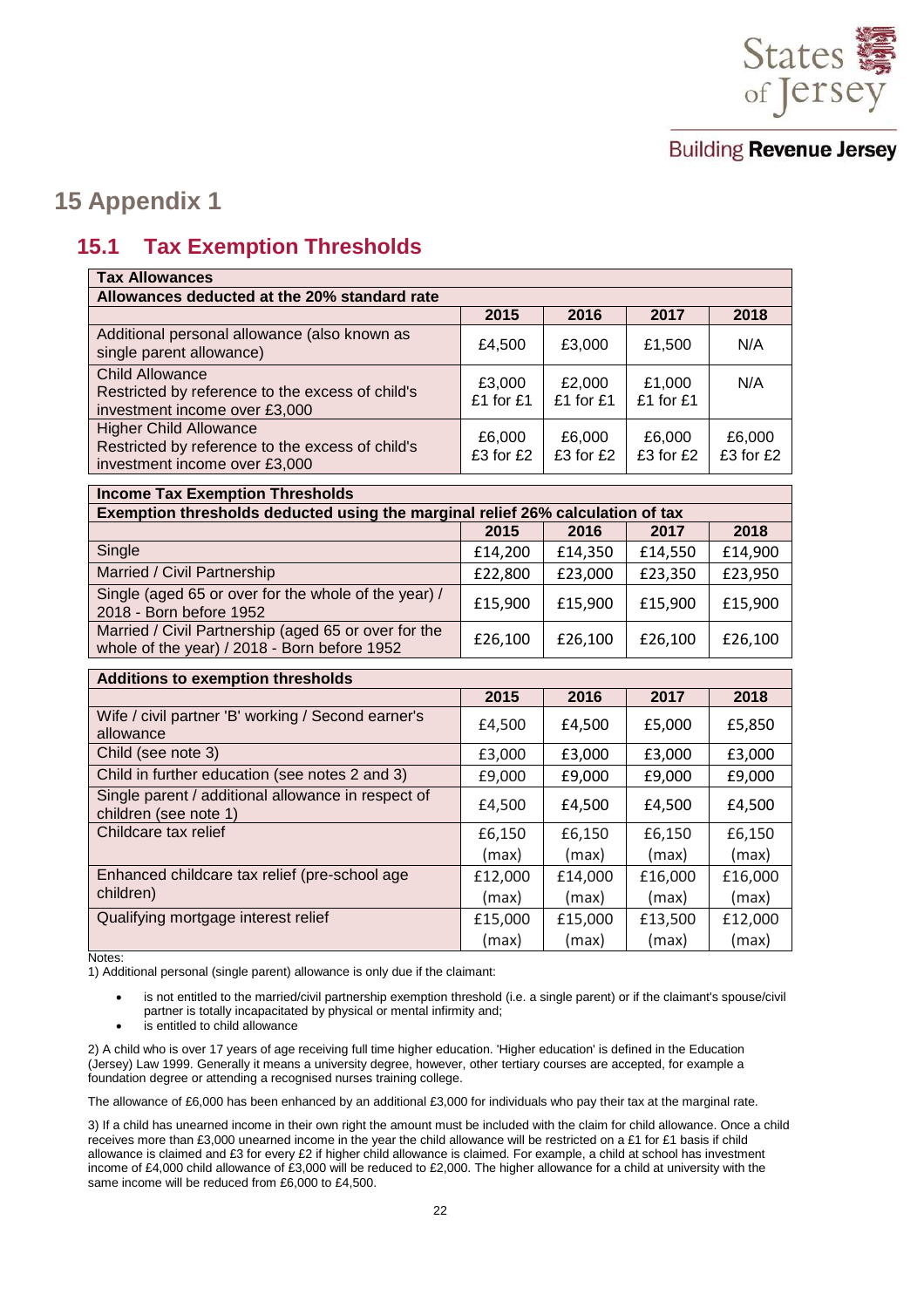# 15 Appendix 1

## 15.1 Tax Exemption Thresholds

| Tax Allowances | | | | |
|---|---|---|---|---|
| **Allowances deducted at the 20% standard rate** | | | | |
| | **2015** | **2016** | **2017** | **2018** |
| Additional personal allowance (also known as single parent allowance) | £4,500 | £3,000 | £1,500 | N/A |
| Child Allowance<br>Restricted by reference to the excess of child's investment income over £3,000 | £3,000<br>£1 for £1 | £2,000<br>£1 for £1 | £1,000<br>£1 for £1 | N/A |
| Higher Child Allowance<br>Restricted by reference to the excess of child's investment income over £3,000 | £6,000<br>£3 for £2 | £6,000<br>£3 for £2 | £6,000<br>£3 for £2 | £6,000<br>£3 for £2 |

| Income Tax Exemption Thresholds | | | | |
|---|---|---|---|---|
| **Exemption thresholds deducted using the marginal relief 26% calculation of tax** | | | | |
| | **2015** | **2016** | **2017** | **2018** |
| Single | £14,200 | £14,350 | £14,550 | £14,900 |
| Married / Civil Partnership | £22,800 | £23,000 | £23,350 | £23,950 |
| Single (aged 65 or over for the whole of the year) / 2018 - Born before 1952 | £15,900 | £15,900 | £15,900 | £15,900 |
| Married / Civil Partnership (aged 65 or over for the whole of the year) / 2018 - Born before 1952 | £26,100 | £26,100 | £26,100 | £26,100 |

| Additions to exemption thresholds | | | | |
|---|---|---|---|---|
| | **2015** | **2016** | **2017** | **2018** |
| Wife / civil partner 'B' working / Second earner's allowance | £4,500 | £4,500 | £5,000 | £5,850 |
| Child (see note 3) | £3,000 | £3,000 | £3,000 | £3,000 |
| Child in further education (see notes 2 and 3) | £9,000 | £9,000 | £9,000 | £9,000 |
| Single parent / additional allowance in respect of children (see note 1) | £4,500 | £4,500 | £4,500 | £4,500 |
| Childcare tax relief | £6,150 (max) | £6,150 (max) | £6,150 (max) | £6,150 (max) |
| Enhanced childcare tax relief (pre-school age children) | £12,000 (max) | £14,000 (max) | £16,000 (max) | £16,000 (max) |
| Qualifying mortgage interest relief | £15,000 (max) | £15,000 (max) | £13,500 (max) | £12,000 (max) |

Notes:

1) Additional personal (single parent) allowance is only due if the claimant:

- is not entitled to the married/civil partnership exemption threshold (i.e. a single parent) or if the claimant's spouse/civil partner is totally incapacitated by physical or mental infirmity and;
- is entitled to child allowance

2) A child who is over 17 years of age receiving full time higher education. 'Higher education' is defined in the Education (Jersey) Law 1999. Generally it means a university degree, however, other tertiary courses are accepted, for example a foundation degree or attending a recognised nurses training college.

The allowance of £6,000 has been enhanced by an additional £3,000 for individuals who pay their tax at the marginal rate.

3) If a child has unearned income in their own right the amount must be included with the claim for child allowance. Once a child receives more than £3,000 unearned income in the year the child allowance will be restricted on a £1 for £1 basis if child allowance is claimed and £3 for every £2 if higher child allowance is claimed. For example, a child at school has investment income of £4,000 child allowance of £3,000 will be reduced to £2,000. The higher allowance for a child at university with the same income will be reduced from £6,000 to £4,500.